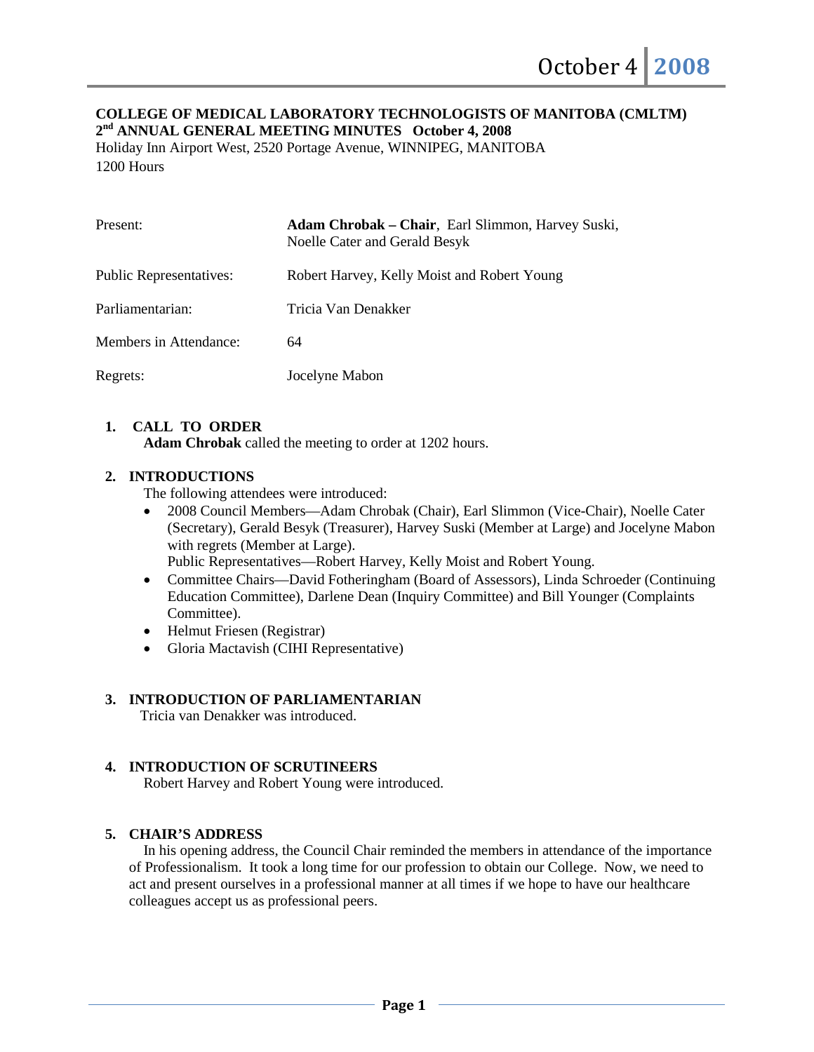**COLLEGE OF MEDICAL LABORATORY TECHNOLOGISTS OF MANITOBA (CMLTM)**
**2nd ANNUAL GENERAL MEETING MINUTES October 4, 2008**
Holiday Inn Airport West, 2520 Portage Avenue, WINNIPEG, MANITOBA
1200 Hours

| | |
|---|---|
| Present: | **Adam Chrobak – Chair**, Earl Slimmon, Harvey Suski, Noelle Cater and Gerald Besyk |
| Public Representatives: | Robert Harvey, Kelly Moist and Robert Young |
| Parliamentarian: | Tricia Van Denakker |
| Members in Attendance: | 64 |
| Regrets: | Jocelyne Mabon |

1. **CALL TO ORDER**
   **Adam Chrobak** called the meeting to order at 1202 hours.

2. **INTRODUCTIONS**
   The following attendees were introduced:
   - 2008 Council Members—Adam Chrobak (Chair), Earl Slimmon (Vice-Chair), Noelle Cater (Secretary), Gerald Besyk (Treasurer), Harvey Suski (Member at Large) and Jocelyne Mabon with regrets (Member at Large).
     Public Representatives—Robert Harvey, Kelly Moist and Robert Young.
   - Committee Chairs—David Fotheringham (Board of Assessors), Linda Schroeder (Continuing Education Committee), Darlene Dean (Inquiry Committee) and Bill Younger (Complaints Committee).
   - Helmut Friesen (Registrar)
   - Gloria Mactavish (CIHI Representative)

3. **INTRODUCTION OF PARLIAMENTARIAN**
   Tricia van Denakker was introduced.

4. **INTRODUCTION OF SCRUTINEERS**
   Robert Harvey and Robert Young were introduced.

5. **CHAIR'S ADDRESS**
   In his opening address, the Council Chair reminded the members in attendance of the importance of Professionalism. It took a long time for our profession to obtain our College. Now, we need to act and present ourselves in a professional manner at all times if we hope to have our healthcare colleagues accept us as professional peers.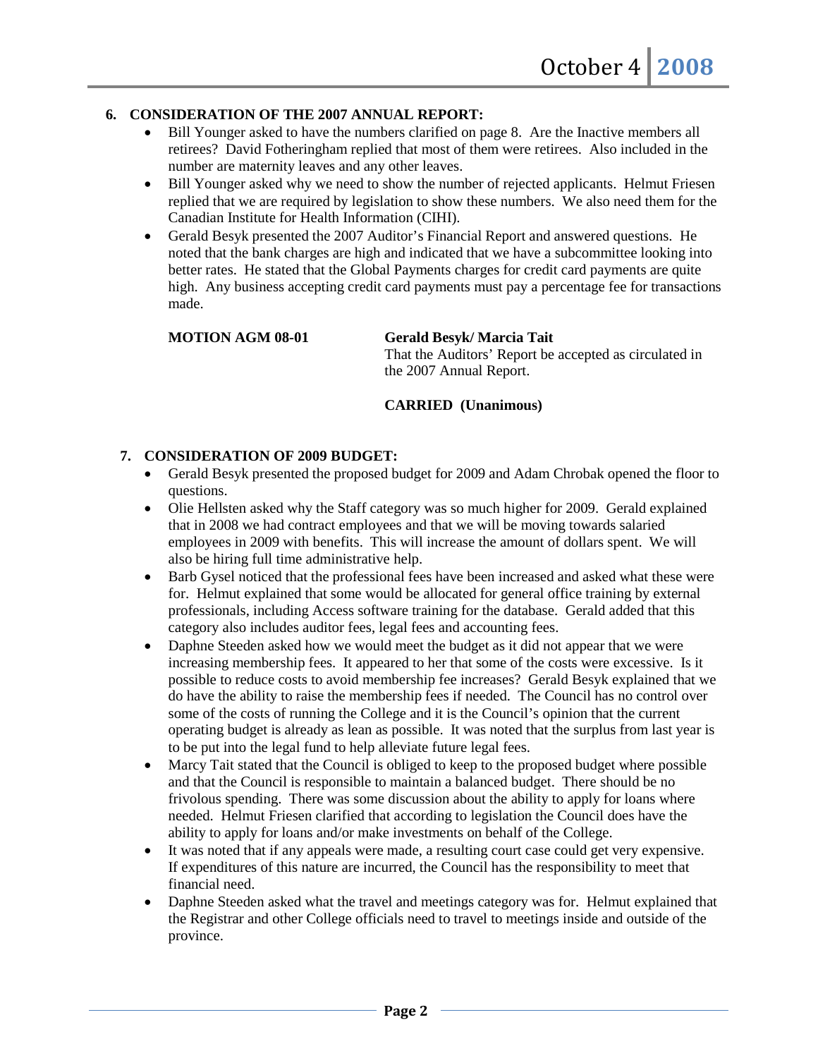## 6. CONSIDERATION OF THE 2007 ANNUAL REPORT:

- Bill Younger asked to have the numbers clarified on page 8. Are the Inactive members all retirees? David Fotheringham replied that most of them were retirees. Also included in the number are maternity leaves and any other leaves.
- Bill Younger asked why we need to show the number of rejected applicants. Helmut Friesen replied that we are required by legislation to show these numbers. We also need them for the Canadian Institute for Health Information (CIHI).
- Gerald Besyk presented the 2007 Auditor's Financial Report and answered questions. He noted that the bank charges are high and indicated that we have a subcommittee looking into better rates. He stated that the Global Payments charges for credit card payments are quite high. Any business accepting credit card payments must pay a percentage fee for transactions made.

**MOTION AGM 08-01** — **Gerald Besyk/ Marcia Tait**

That the Auditors' Report be accepted as circulated in the 2007 Annual Report.

**CARRIED (Unanimous)**

## 7. CONSIDERATION OF 2009 BUDGET:

- Gerald Besyk presented the proposed budget for 2009 and Adam Chrobak opened the floor to questions.
- Olie Hellsten asked why the Staff category was so much higher for 2009. Gerald explained that in 2008 we had contract employees and that we will be moving towards salaried employees in 2009 with benefits. This will increase the amount of dollars spent. We will also be hiring full time administrative help.
- Barb Gysel noticed that the professional fees have been increased and asked what these were for. Helmut explained that some would be allocated for general office training by external professionals, including Access software training for the database. Gerald added that this category also includes auditor fees, legal fees and accounting fees.
- Daphne Steeden asked how we would meet the budget as it did not appear that we were increasing membership fees. It appeared to her that some of the costs were excessive. Is it possible to reduce costs to avoid membership fee increases? Gerald Besyk explained that we do have the ability to raise the membership fees if needed. The Council has no control over some of the costs of running the College and it is the Council's opinion that the current operating budget is already as lean as possible. It was noted that the surplus from last year is to be put into the legal fund to help alleviate future legal fees.
- Marcy Tait stated that the Council is obliged to keep to the proposed budget where possible and that the Council is responsible to maintain a balanced budget. There should be no frivolous spending. There was some discussion about the ability to apply for loans where needed. Helmut Friesen clarified that according to legislation the Council does have the ability to apply for loans and/or make investments on behalf of the College.
- It was noted that if any appeals were made, a resulting court case could get very expensive. If expenditures of this nature are incurred, the Council has the responsibility to meet that financial need.
- Daphne Steeden asked what the travel and meetings category was for. Helmut explained that the Registrar and other College officials need to travel to meetings inside and outside of the province.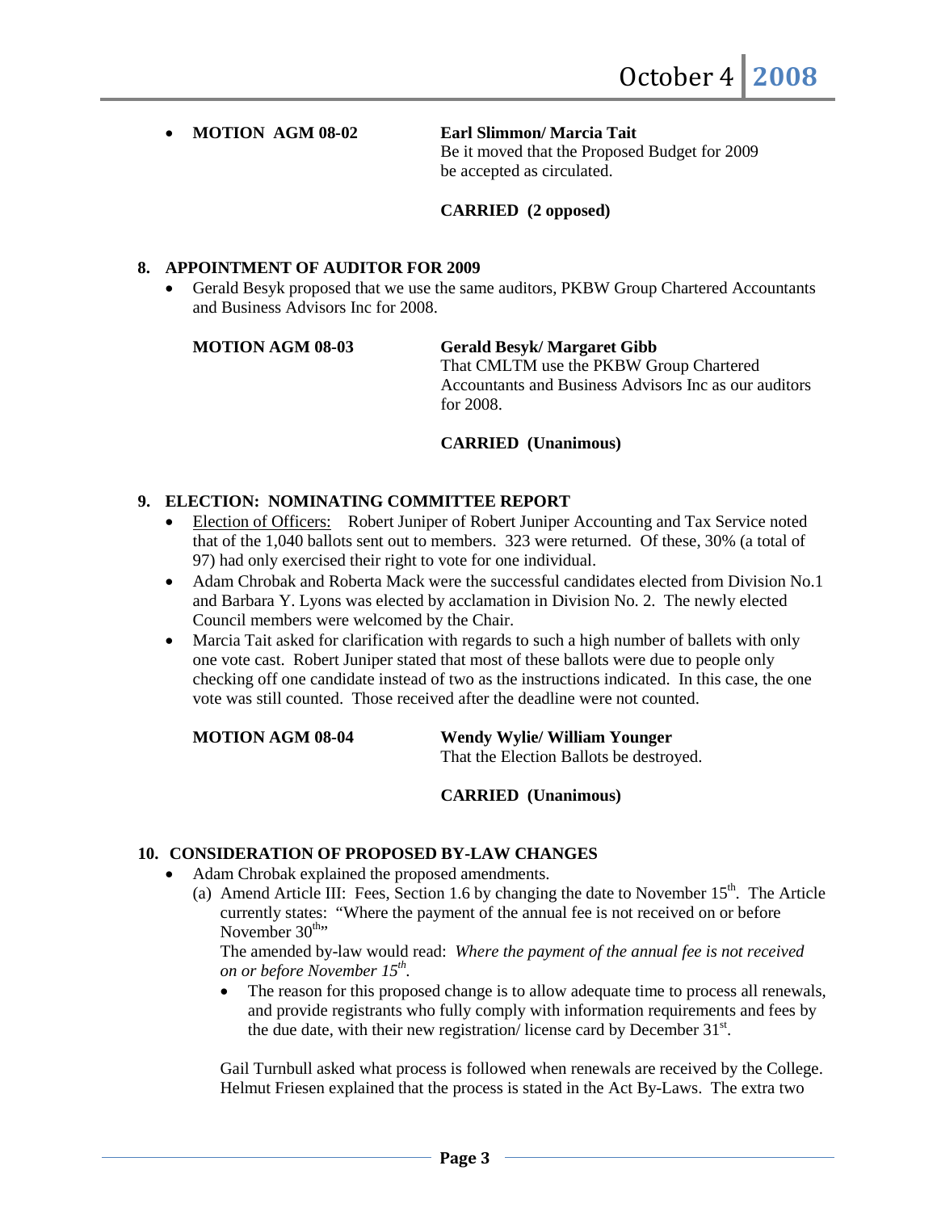- **MOTION AGM 08-02** **Earl Slimmon/ Marcia Tait**
  Be it moved that the Proposed Budget for 2009 be accepted as circulated.

  **CARRIED (2 opposed)**

## 8. APPOINTMENT OF AUDITOR FOR 2009

- Gerald Besyk proposed that we use the same auditors, PKBW Group Chartered Accountants and Business Advisors Inc for 2008.

**MOTION AGM 08-03** **Gerald Besyk/ Margaret Gibb**
That CMLTM use the PKBW Group Chartered Accountants and Business Advisors Inc as our auditors for 2008.

**CARRIED (Unanimous)**

## 9. ELECTION: NOMINATING COMMITTEE REPORT

- <u>Election of Officers:</u> Robert Juniper of Robert Juniper Accounting and Tax Service noted that of the 1,040 ballots sent out to members. 323 were returned. Of these, 30% (a total of 97) had only exercised their right to vote for one individual.
- Adam Chrobak and Roberta Mack were the successful candidates elected from Division No.1 and Barbara Y. Lyons was elected by acclamation in Division No. 2. The newly elected Council members were welcomed by the Chair.
- Marcia Tait asked for clarification with regards to such a high number of ballets with only one vote cast. Robert Juniper stated that most of these ballots were due to people only checking off one candidate instead of two as the instructions indicated. In this case, the one vote was still counted. Those received after the deadline were not counted.

**MOTION AGM 08-04** **Wendy Wylie/ William Younger**
That the Election Ballots be destroyed.

**CARRIED (Unanimous)**

## 10. CONSIDERATION OF PROPOSED BY-LAW CHANGES

- Adam Chrobak explained the proposed amendments.
  (a) Amend Article III: Fees, Section 1.6 by changing the date to November 15th. The Article currently states: "Where the payment of the annual fee is not received on or before November 30th"
  The amended by-law would read: *Where the payment of the annual fee is not received on or before November 15th.*
  - The reason for this proposed change is to allow adequate time to process all renewals, and provide registrants who fully comply with information requirements and fees by the due date, with their new registration/ license card by December 31st.

  Gail Turnbull asked what process is followed when renewals are received by the College. Helmut Friesen explained that the process is stated in the Act By-Laws. The extra two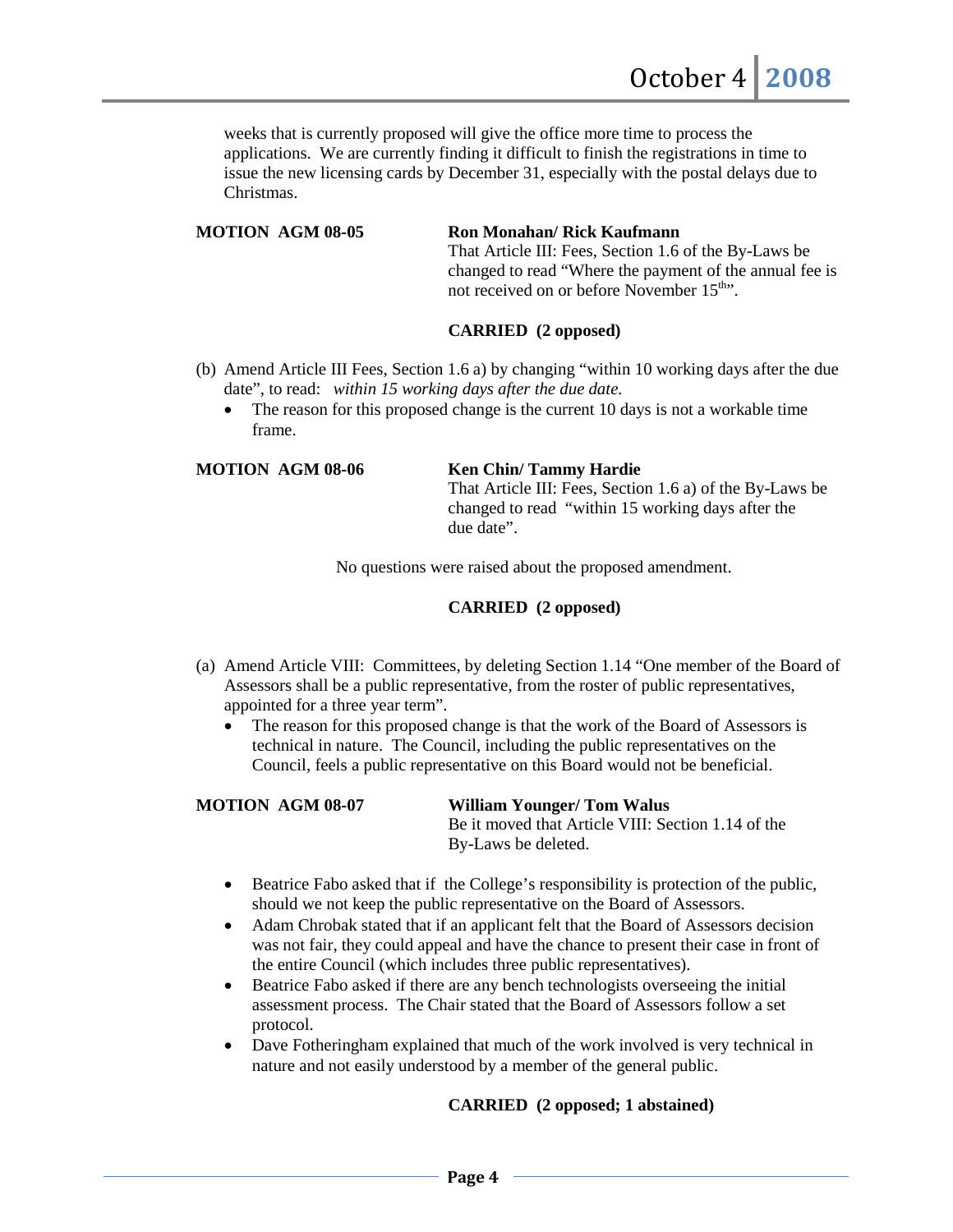weeks that is currently proposed will give the office more time to process the applications. We are currently finding it difficult to finish the registrations in time to issue the new licensing cards by December 31, especially with the postal delays due to Christmas.

**MOTION AGM 08-05** **Ron Monahan/ Rick Kaufmann**

That Article III: Fees, Section 1.6 of the By-Laws be changed to read "Where the payment of the annual fee is not received on or before November 15th".

**CARRIED (2 opposed)**

(b) Amend Article III Fees, Section 1.6 a) by changing "within 10 working days after the due date", to read: *within 15 working days after the due date.*

- The reason for this proposed change is the current 10 days is not a workable time frame.

**MOTION AGM 08-06** **Ken Chin/ Tammy Hardie**

That Article III: Fees, Section 1.6 a) of the By-Laws be changed to read "within 15 working days after the due date".

No questions were raised about the proposed amendment.

**CARRIED (2 opposed)**

(a) Amend Article VIII: Committees, by deleting Section 1.14 "One member of the Board of Assessors shall be a public representative, from the roster of public representatives, appointed for a three year term".

- The reason for this proposed change is that the work of the Board of Assessors is technical in nature. The Council, including the public representatives on the Council, feels a public representative on this Board would not be beneficial.

**MOTION AGM 08-07** **William Younger/ Tom Walus**

Be it moved that Article VIII: Section 1.14 of the By-Laws be deleted.

- Beatrice Fabo asked that if the College's responsibility is protection of the public, should we not keep the public representative on the Board of Assessors.
- Adam Chrobak stated that if an applicant felt that the Board of Assessors decision was not fair, they could appeal and have the chance to present their case in front of the entire Council (which includes three public representatives).
- Beatrice Fabo asked if there are any bench technologists overseeing the initial assessment process. The Chair stated that the Board of Assessors follow a set protocol.
- Dave Fotheringham explained that much of the work involved is very technical in nature and not easily understood by a member of the general public.

**CARRIED (2 opposed; 1 abstained)**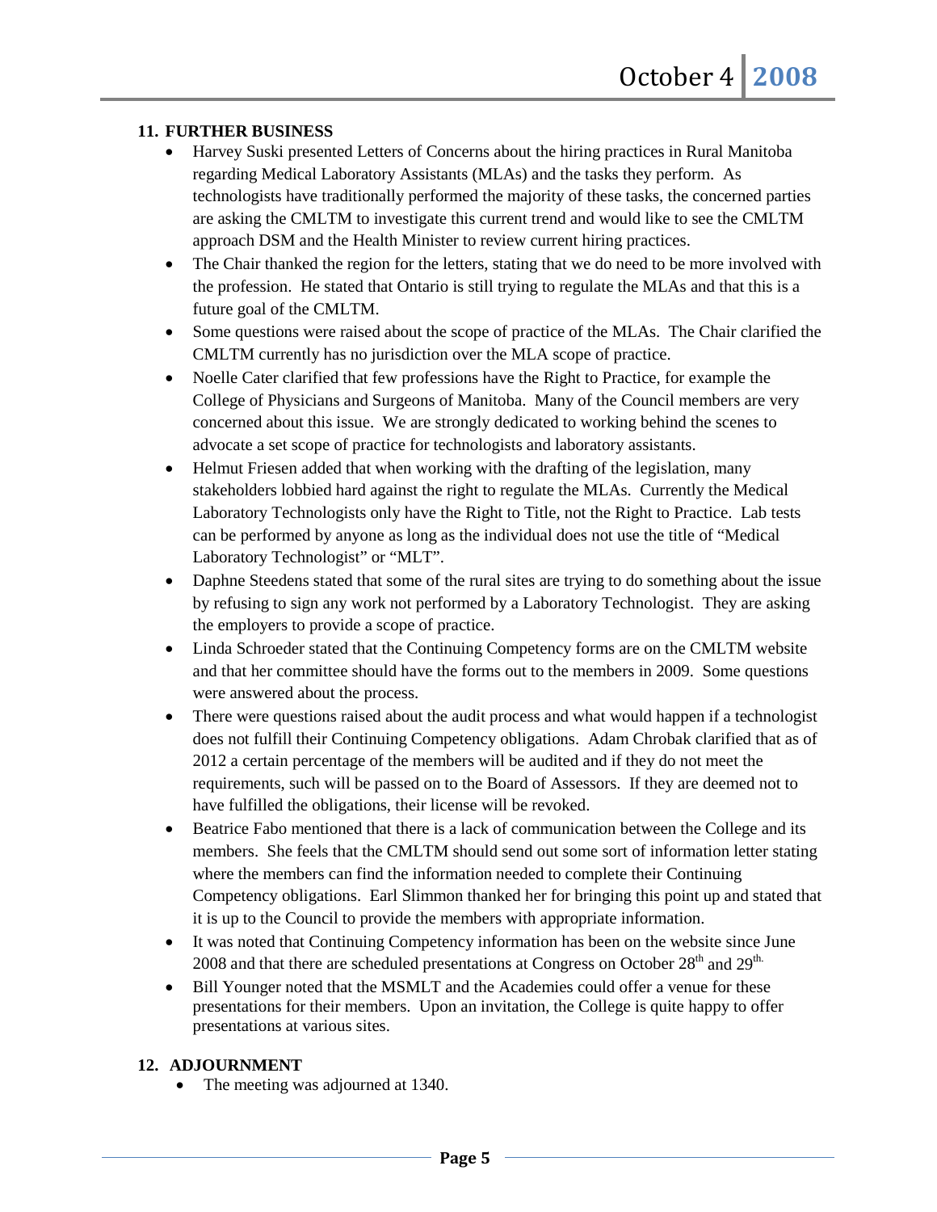## 11. FURTHER BUSINESS

- Harvey Suski presented Letters of Concerns about the hiring practices in Rural Manitoba regarding Medical Laboratory Assistants (MLAs) and the tasks they perform. As technologists have traditionally performed the majority of these tasks, the concerned parties are asking the CMLTM to investigate this current trend and would like to see the CMLTM approach DSM and the Health Minister to review current hiring practices.
- The Chair thanked the region for the letters, stating that we do need to be more involved with the profession. He stated that Ontario is still trying to regulate the MLAs and that this is a future goal of the CMLTM.
- Some questions were raised about the scope of practice of the MLAs. The Chair clarified the CMLTM currently has no jurisdiction over the MLA scope of practice.
- Noelle Cater clarified that few professions have the Right to Practice, for example the College of Physicians and Surgeons of Manitoba. Many of the Council members are very concerned about this issue. We are strongly dedicated to working behind the scenes to advocate a set scope of practice for technologists and laboratory assistants.
- Helmut Friesen added that when working with the drafting of the legislation, many stakeholders lobbied hard against the right to regulate the MLAs. Currently the Medical Laboratory Technologists only have the Right to Title, not the Right to Practice. Lab tests can be performed by anyone as long as the individual does not use the title of "Medical Laboratory Technologist" or "MLT".
- Daphne Steedens stated that some of the rural sites are trying to do something about the issue by refusing to sign any work not performed by a Laboratory Technologist. They are asking the employers to provide a scope of practice.
- Linda Schroeder stated that the Continuing Competency forms are on the CMLTM website and that her committee should have the forms out to the members in 2009. Some questions were answered about the process.
- There were questions raised about the audit process and what would happen if a technologist does not fulfill their Continuing Competency obligations. Adam Chrobak clarified that as of 2012 a certain percentage of the members will be audited and if they do not meet the requirements, such will be passed on to the Board of Assessors. If they are deemed not to have fulfilled the obligations, their license will be revoked.
- Beatrice Fabo mentioned that there is a lack of communication between the College and its members. She feels that the CMLTM should send out some sort of information letter stating where the members can find the information needed to complete their Continuing Competency obligations. Earl Slimmon thanked her for bringing this point up and stated that it is up to the Council to provide the members with appropriate information.
- It was noted that Continuing Competency information has been on the website since June 2008 and that there are scheduled presentations at Congress on October 28th and 29th.
- Bill Younger noted that the MSMLT and the Academies could offer a venue for these presentations for their members. Upon an invitation, the College is quite happy to offer presentations at various sites.

## 12. ADJOURNMENT

- The meeting was adjourned at 1340.